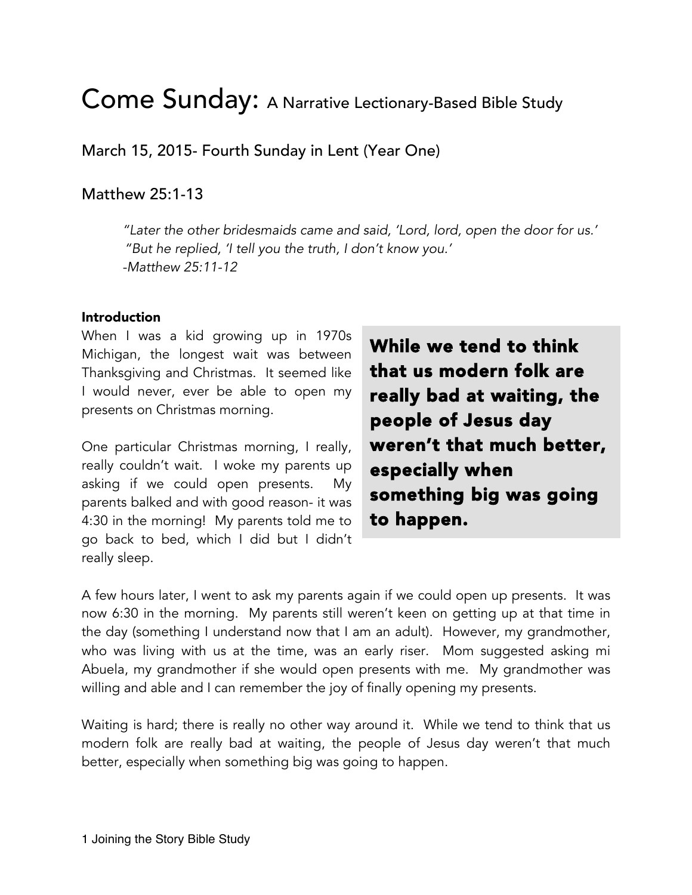# Come Sunday: A Narrative Lectionary-Based Bible Study

## March 15, 2015- Fourth Sunday in Lent (Year One)

## Matthew 25:1-13

> *"Later the other bridesmaids came and said, 'Lord, lord, open the door for us.'*
> *"But he replied, 'I tell you the truth, I don't know you.'*
> *-Matthew 25:11-12*

**Introduction**

When I was a kid growing up in 1970s Michigan, the longest wait was between Thanksgiving and Christmas. It seemed like I would never, ever be able to open my presents on Christmas morning.

One particular Christmas morning, I really, really couldn't wait. I woke my parents up asking if we could open presents. My parents balked and with good reason- it was 4:30 in the morning! My parents told me to go back to bed, which I did but I didn't really sleep.

**While we tend to think that us modern folk are really bad at waiting, the people of Jesus day weren't that much better, especially when something big was going to happen.**

A few hours later, I went to ask my parents again if we could open up presents. It was now 6:30 in the morning. My parents still weren't keen on getting up at that time in the day (something I understand now that I am an adult). However, my grandmother, who was living with us at the time, was an early riser. Mom suggested asking mi Abuela, my grandmother if she would open presents with me. My grandmother was willing and able and I can remember the joy of finally opening my presents.

Waiting is hard; there is really no other way around it. While we tend to think that us modern folk are really bad at waiting, the people of Jesus day weren't that much better, especially when something big was going to happen.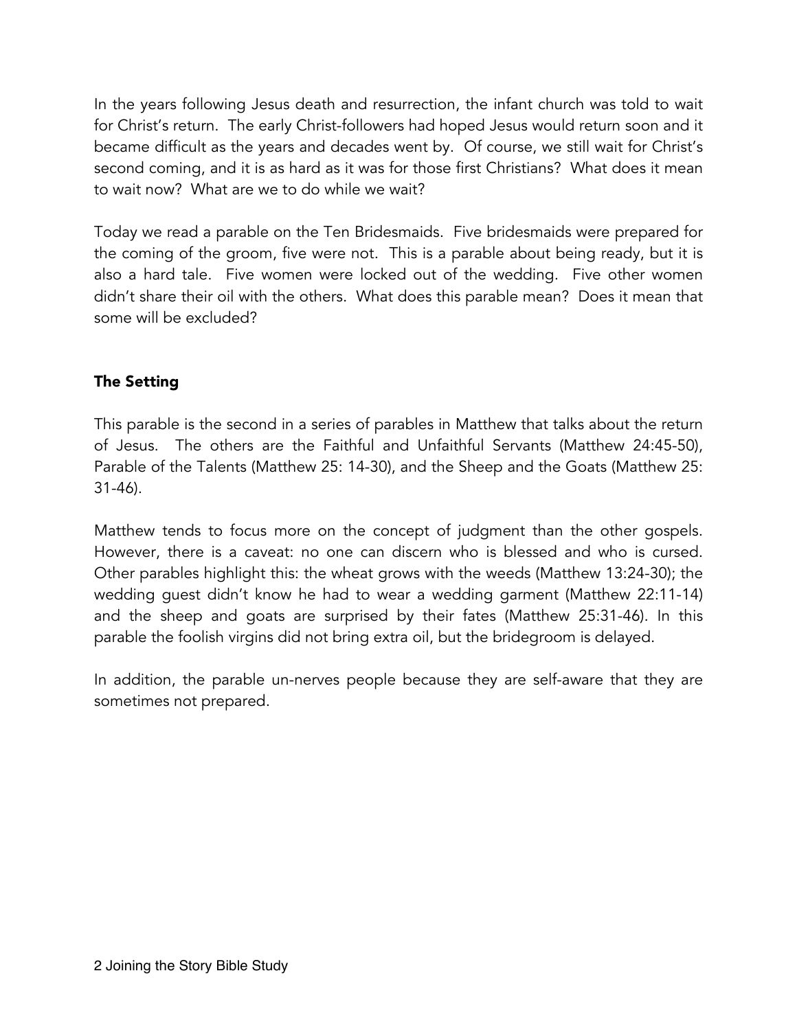In the years following Jesus death and resurrection, the infant church was told to wait for Christ's return. The early Christ-followers had hoped Jesus would return soon and it became difficult as the years and decades went by. Of course, we still wait for Christ's second coming, and it is as hard as it was for those first Christians? What does it mean to wait now? What are we to do while we wait?

Today we read a parable on the Ten Bridesmaids. Five bridesmaids were prepared for the coming of the groom, five were not. This is a parable about being ready, but it is also a hard tale. Five women were locked out of the wedding. Five other women didn't share their oil with the others. What does this parable mean? Does it mean that some will be excluded?

**The Setting**

This parable is the second in a series of parables in Matthew that talks about the return of Jesus. The others are the Faithful and Unfaithful Servants (Matthew 24:45-50), Parable of the Talents (Matthew 25: 14-30), and the Sheep and the Goats (Matthew 25: 31-46).

Matthew tends to focus more on the concept of judgment than the other gospels. However, there is a caveat: no one can discern who is blessed and who is cursed. Other parables highlight this: the wheat grows with the weeds (Matthew 13:24-30); the wedding guest didn't know he had to wear a wedding garment (Matthew 22:11-14) and the sheep and goats are surprised by their fates (Matthew 25:31-46). In this parable the foolish virgins did not bring extra oil, but the bridegroom is delayed.

In addition, the parable un-nerves people because they are self-aware that they are sometimes not prepared.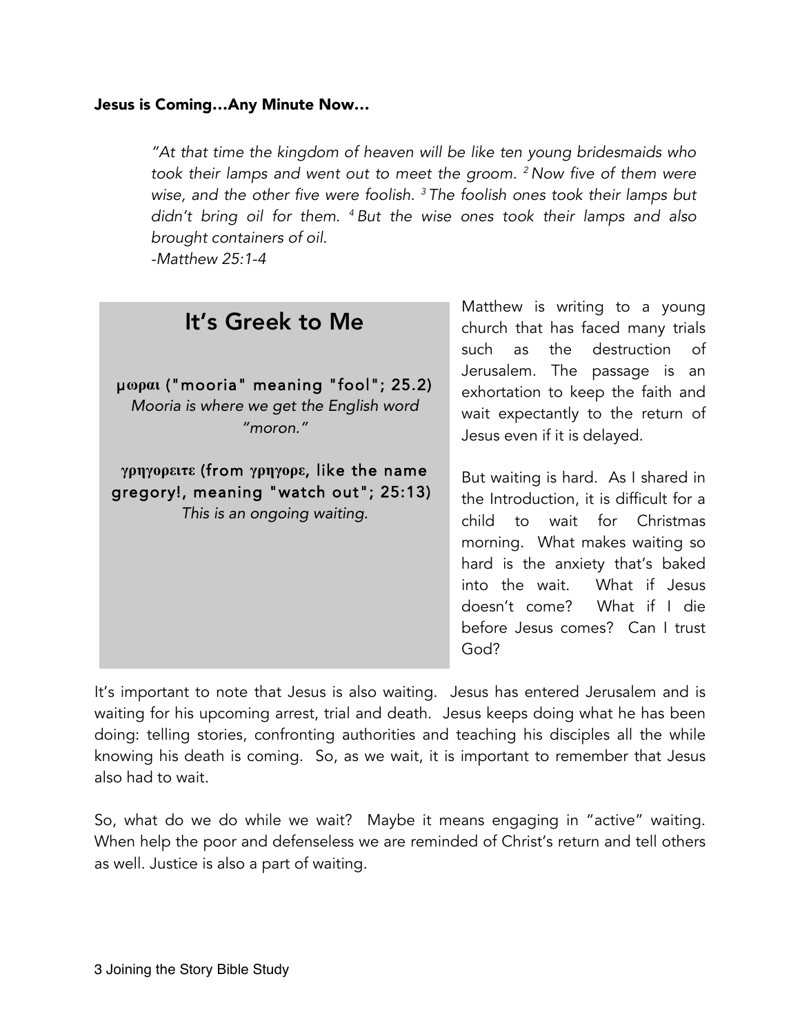**Jesus is Coming…Any Minute Now…**

> *"At that time the kingdom of heaven will be like ten young bridesmaids who took their lamps and went out to meet the groom. [2] Now five of them were wise, and the other five were foolish. [3] The foolish ones took their lamps but didn't bring oil for them. [4] But the wise ones took their lamps and also brought containers of oil.*
> *-Matthew 25:1-4*

## It's Greek to Me

μωραι ("mooria" meaning "fool"; 25.2)
*Mooria is where we get the English word "moron."*

γρηγορειτε (from γρηγορε, like the name gregory!, meaning "watch out"; 25:13)
*This is an ongoing waiting.*

Matthew is writing to a young church that has faced many trials such as the destruction of Jerusalem. The passage is an exhortation to keep the faith and wait expectantly to the return of Jesus even if it is delayed.

But waiting is hard. As I shared in the Introduction, it is difficult for a child to wait for Christmas morning. What makes waiting so hard is the anxiety that's baked into the wait. What if Jesus doesn't come? What if I die before Jesus comes? Can I trust God?

It's important to note that Jesus is also waiting. Jesus has entered Jerusalem and is waiting for his upcoming arrest, trial and death. Jesus keeps doing what he has been doing: telling stories, confronting authorities and teaching his disciples all the while knowing his death is coming. So, as we wait, it is important to remember that Jesus also had to wait.

So, what do we do while we wait? Maybe it means engaging in "active" waiting. When help the poor and defenseless we are reminded of Christ's return and tell others as well. Justice is also a part of waiting.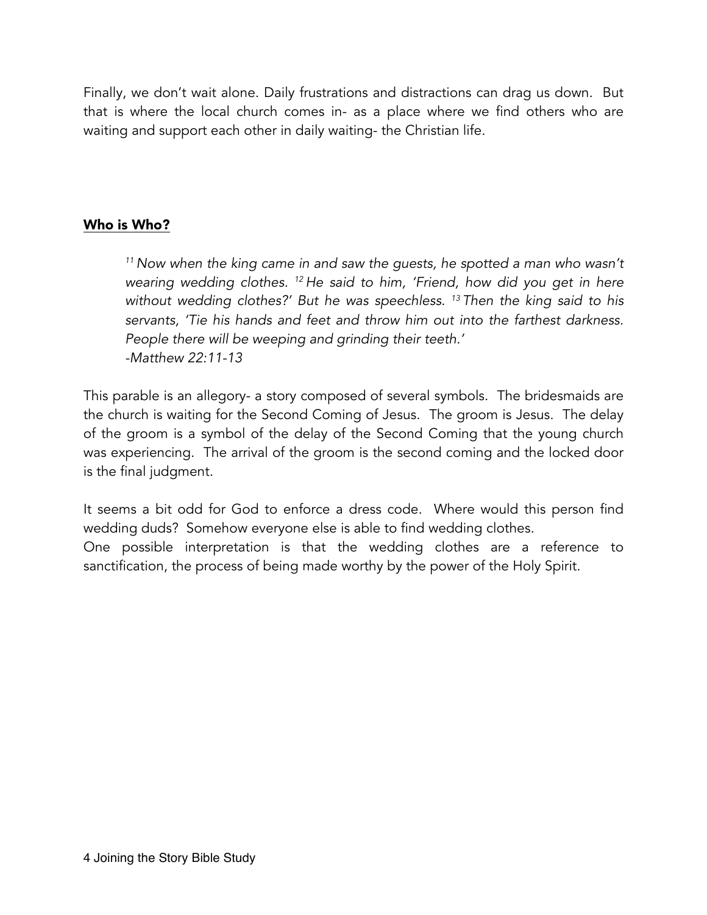Finally, we don't wait alone. Daily frustrations and distractions can drag us down. But that is where the local church comes in- as a place where we find others who are waiting and support each other in daily waiting- the Christian life.

## **Who is Who?**

> *[11] Now when the king came in and saw the guests, he spotted a man who wasn't wearing wedding clothes. [12] He said to him, 'Friend, how did you get in here without wedding clothes?' But he was speechless. [13] Then the king said to his servants, 'Tie his hands and feet and throw him out into the farthest darkness. People there will be weeping and grinding their teeth.'*
> *-Matthew 22:11-13*

This parable is an allegory- a story composed of several symbols. The bridesmaids are the church is waiting for the Second Coming of Jesus. The groom is Jesus. The delay of the groom is a symbol of the delay of the Second Coming that the young church was experiencing. The arrival of the groom is the second coming and the locked door is the final judgment.

It seems a bit odd for God to enforce a dress code. Where would this person find wedding duds? Somehow everyone else is able to find wedding clothes.
One possible interpretation is that the wedding clothes are a reference to sanctification, the process of being made worthy by the power of the Holy Spirit.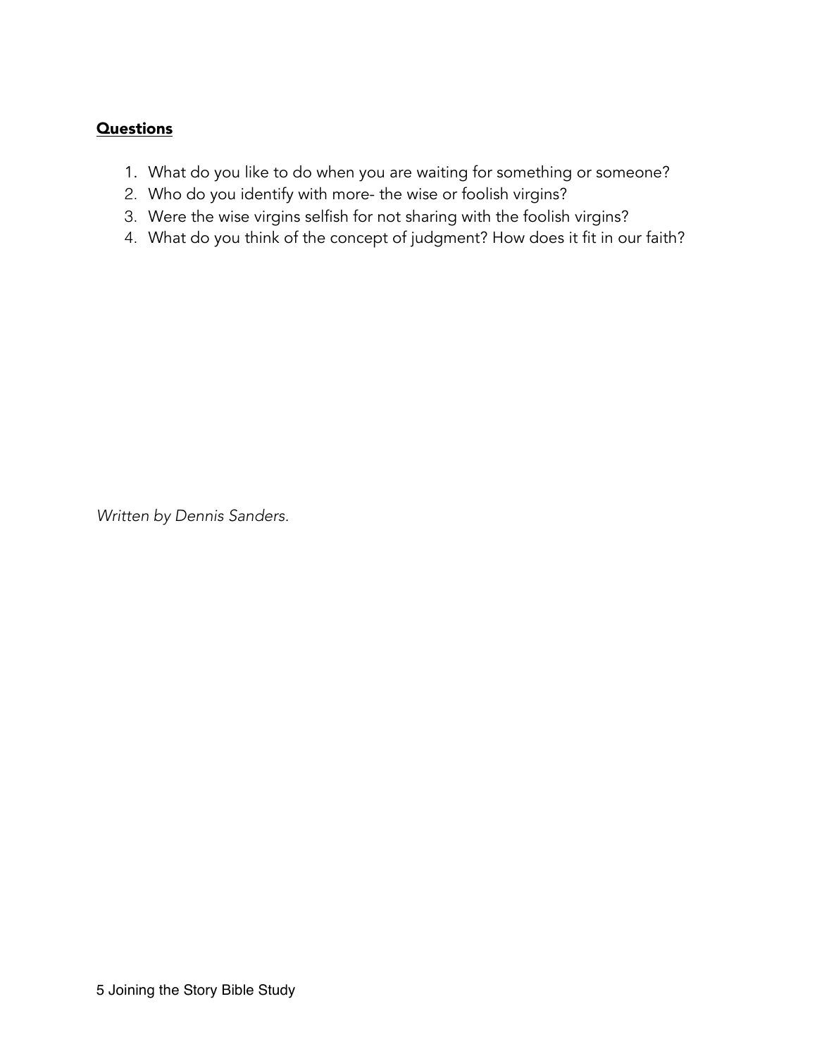**Questions**

1. What do you like to do when you are waiting for something or someone?
2. Who do you identify with more- the wise or foolish virgins?
3. Were the wise virgins selfish for not sharing with the foolish virgins?
4. What do you think of the concept of judgment? How does it fit in our faith?

*Written by Dennis Sanders.*